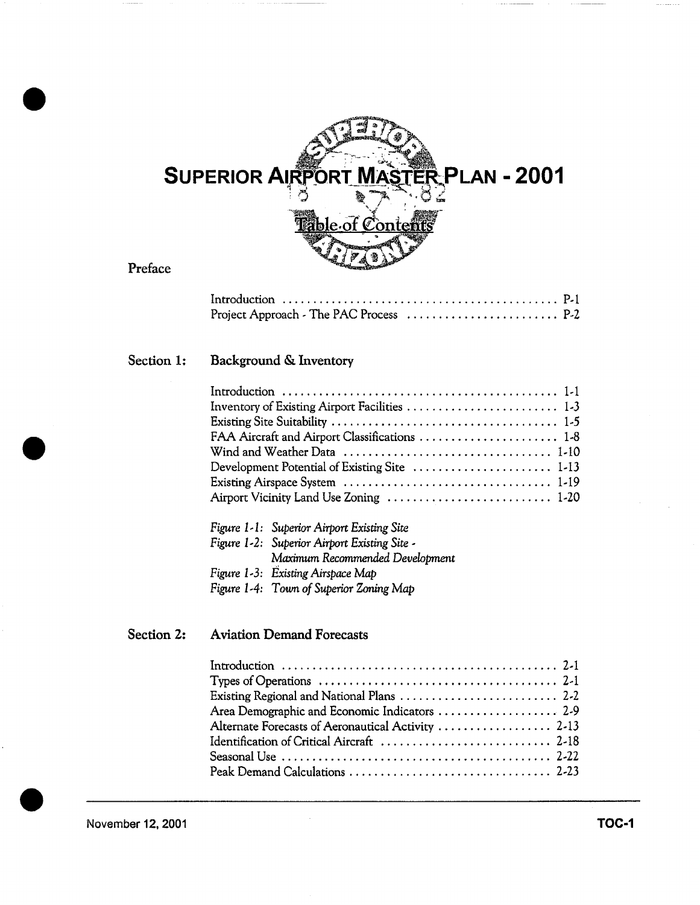# SUPERIOR AIRPORT MASTER PLAN - 2001

## Table of Contents

### Preface

Introduction ........................................... P-1
Project Approach - The PAC Process ........................ P-2

### Section 1: Background & Inventory

Introduction ........................................... 1-1
Inventory of Existing Airport Facilities ........................ 1-3
Existing Site Suitability .................................... 1-5
FAA Aircraft and Airport Classifications ...................... 1-8
Wind and Weather Data ................................ 1-10
Development Potential of Existing Site ...................... 1-13
Existing Airspace System ................................ 1-19
Airport Vicinity Land Use Zoning .......................... 1-20

*Figure 1-1: Superior Airport Existing Site*
*Figure 1-2: Superior Airport Existing Site - Maximum Recommended Development*
*Figure 1-3: Existing Airspace Map*
*Figure 1-4: Town of Superior Zoning Map*

### Section 2: Aviation Demand Forecasts

Introduction ........................................... 2-1
Types of Operations ..................................... 2-1
Existing Regional and National Plans ......................... 2-2
Area Demographic and Economic Indicators ................... 2-9
Alternate Forecasts of Aeronautical Activity .................. 2-13
Identification of Critical Aircraft ........................... 2-18
Seasonal Use .......................................... 2-22
Peak Demand Calculations ................................ 2-23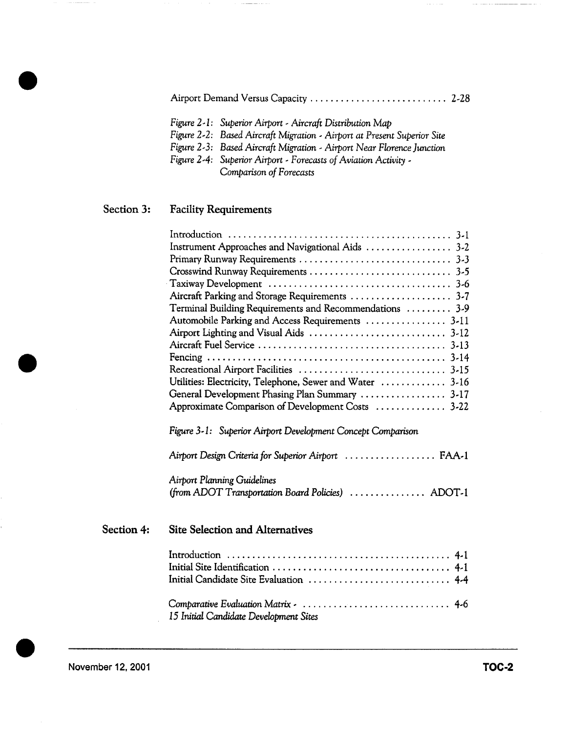Airport Demand Versus Capacity ........................... 2-28

*Figure 2-1: Superior Airport - Aircraft Distribution Map*
*Figure 2-2: Based Aircraft Migration - Airport at Present Superior Site*
*Figure 2-3: Based Aircraft Migration - Airport Near Florence Junction*
*Figure 2-4: Superior Airport - Forecasts of Aviation Activity - Comparison of Forecasts*

## Section 3: Facility Requirements

Introduction ............................................ 3-1
Instrument Approaches and Navigational Aids ................. 3-2
Primary Runway Requirements .............................. 3-3
Crosswind Runway Requirements ............................ 3-5
Taxiway Development ................................... 3-6
Aircraft Parking and Storage Requirements .................... 3-7
Terminal Building Requirements and Recommendations ......... 3-9
Automobile Parking and Access Requirements ................ 3-11
Airport Lighting and Visual Aids ........................... 3-12
Aircraft Fuel Service .................................... 3-13
Fencing ............................................... 3-14
Recreational Airport Facilities ............................. 3-15
Utilities: Electricity, Telephone, Sewer and Water ............. 3-16
General Development Phasing Plan Summary ................. 3-17
Approximate Comparison of Development Costs .............. 3-22

*Figure 3-1: Superior Airport Development Concept Comparison*

*Airport Design Criteria for Superior Airport* .................. FAA-1

*Airport Planning Guidelines*
*(from ADOT Transportation Board Policies)* ............... ADOT-1

## Section 4: Site Selection and Alternatives

Introduction ............................................ 4-1
Initial Site Identification ................................... 4-1
Initial Candidate Site Evaluation ............................ 4-4

*Comparative Evaluation Matrix -* ............................. 4-6
*15 Initial Candidate Development Sites*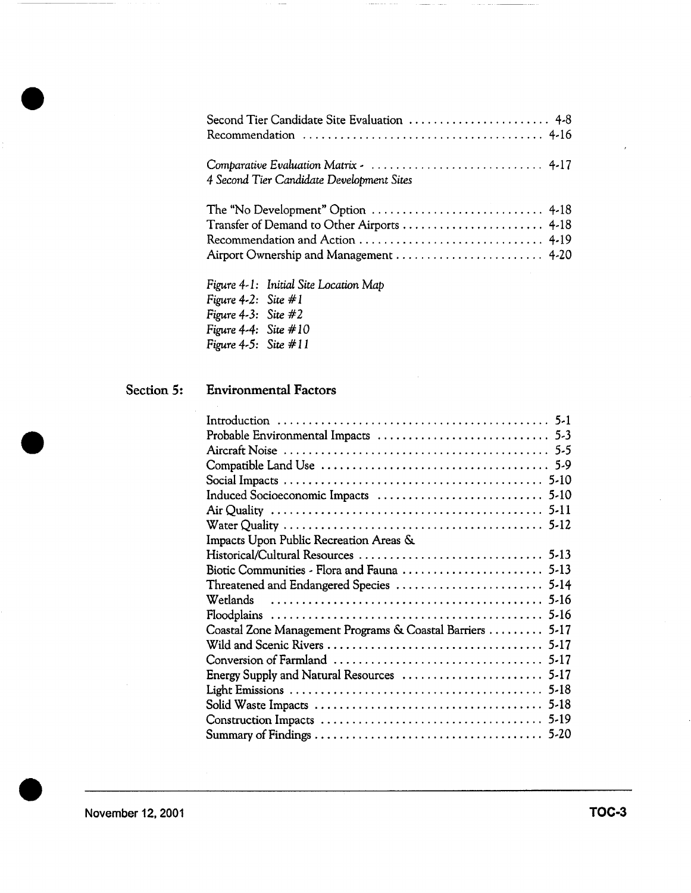Second Tier Candidate Site Evaluation . . . . . . . . . . . . . . . . . . . . . . . 4-8
Recommendation . . . . . . . . . . . . . . . . . . . . . . . . . . . . . . . . . . . . . . 4-16

*Comparative Evaluation Matrix -* . . . . . . . . . . . . . . . . . . . . . . . . . . . . 4-17
*4 Second Tier Candidate Development Sites*

The "No Development" Option . . . . . . . . . . . . . . . . . . . . . . . . . . . . 4-18
Transfer of Demand to Other Airports . . . . . . . . . . . . . . . . . . . . . . . 4-18
Recommendation and Action . . . . . . . . . . . . . . . . . . . . . . . . . . . . . 4-19
Airport Ownership and Management . . . . . . . . . . . . . . . . . . . . . . . . 4-20

*Figure 4-1: Initial Site Location Map*
*Figure 4-2: Site #1*
*Figure 4-3: Site #2*
*Figure 4-4: Site #10*
*Figure 4-5: Site #11*

## Section 5: Environmental Factors

Introduction . . . . . . . . . . . . . . . . . . . . . . . . . . . . . . . . . . . . . . . . . . . 5-1
Probable Environmental Impacts . . . . . . . . . . . . . . . . . . . . . . . . . . . . 5-3
Aircraft Noise . . . . . . . . . . . . . . . . . . . . . . . . . . . . . . . . . . . . . . . . . . 5-5
Compatible Land Use . . . . . . . . . . . . . . . . . . . . . . . . . . . . . . . . . . . . . 5-9
Social Impacts . . . . . . . . . . . . . . . . . . . . . . . . . . . . . . . . . . . . . . . . . 5-10
Induced Socioeconomic Impacts . . . . . . . . . . . . . . . . . . . . . . . . . . . 5-10
Air Quality . . . . . . . . . . . . . . . . . . . . . . . . . . . . . . . . . . . . . . . . . . . 5-11
Water Quality . . . . . . . . . . . . . . . . . . . . . . . . . . . . . . . . . . . . . . . . . 5-12
Impacts Upon Public Recreation Areas &
Historical/Cultural Resources . . . . . . . . . . . . . . . . . . . . . . . . . . . . . . 5-13
Biotic Communities - Flora and Fauna . . . . . . . . . . . . . . . . . . . . . . . 5-13
Threatened and Endangered Species . . . . . . . . . . . . . . . . . . . . . . . . 5-14
Wetlands . . . . . . . . . . . . . . . . . . . . . . . . . . . . . . . . . . . . . . . . . . . . 5-16
Floodplains . . . . . . . . . . . . . . . . . . . . . . . . . . . . . . . . . . . . . . . . . . . 5-16
Coastal Zone Management Programs & Coastal Barriers . . . . . . . . . 5-17
Wild and Scenic Rivers . . . . . . . . . . . . . . . . . . . . . . . . . . . . . . . . . . 5-17
Conversion of Farmland . . . . . . . . . . . . . . . . . . . . . . . . . . . . . . . . . 5-17
Energy Supply and Natural Resources . . . . . . . . . . . . . . . . . . . . . . . 5-17
Light Emissions . . . . . . . . . . . . . . . . . . . . . . . . . . . . . . . . . . . . . . . . 5-18
Solid Waste Impacts . . . . . . . . . . . . . . . . . . . . . . . . . . . . . . . . . . . . 5-18
Construction Impacts . . . . . . . . . . . . . . . . . . . . . . . . . . . . . . . . . . . 5-19
Summary of Findings . . . . . . . . . . . . . . . . . . . . . . . . . . . . . . . . . . . . 5-20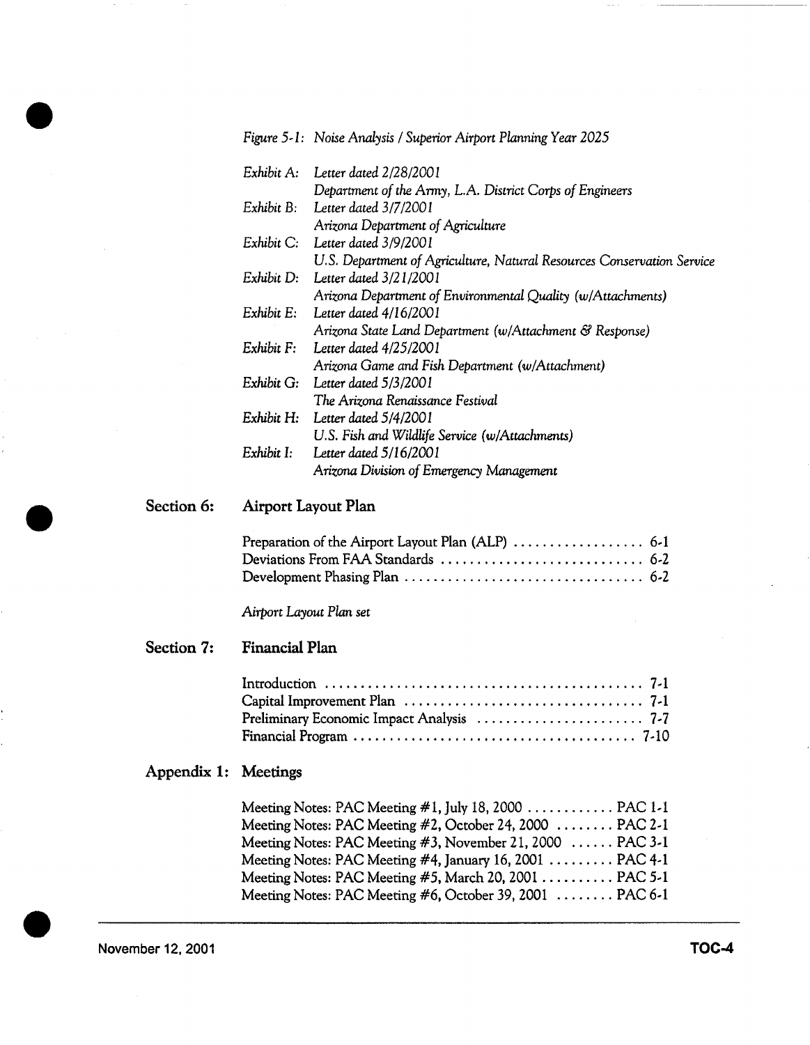*Figure 5-1: Noise Analysis / Superior Airport Planning Year 2025*

*Exhibit A:* *Letter dated 2/28/2001*
*Department of the Army, L.A. District Corps of Engineers*

*Exhibit B:* *Letter dated 3/7/2001*
*Arizona Department of Agriculture*

*Exhibit C:* *Letter dated 3/9/2001*
*U.S. Department of Agriculture, Natural Resources Conservation Service*

*Exhibit D:* *Letter dated 3/21/2001*
*Arizona Department of Environmental Quality (w/Attachments)*

*Exhibit E:* *Letter dated 4/16/2001*
*Arizona State Land Department (w/Attachment & Response)*

*Exhibit F:* *Letter dated 4/25/2001*
*Arizona Game and Fish Department (w/Attachment)*

*Exhibit G:* *Letter dated 5/3/2001*
*The Arizona Renaissance Festival*

*Exhibit H:* *Letter dated 5/4/2001*
*U.S. Fish and Wildlife Service (w/Attachments)*

*Exhibit I:* *Letter dated 5/16/2001*
*Arizona Division of Emergency Management*

## Section 6: Airport Layout Plan

Preparation of the Airport Layout Plan (ALP) .................. 6-1
Deviations From FAA Standards ............................ 6-2
Development Phasing Plan ................................ 6-2

*Airport Layout Plan set*

## Section 7: Financial Plan

Introduction ............................................ 7-1
Capital Improvement Plan ................................. 7-1
Preliminary Economic Impact Analysis ....................... 7-7
Financial Program ...................................... 7-10

## Appendix 1: Meetings

Meeting Notes: PAC Meeting #1, July 18, 2000 ............ PAC 1-1
Meeting Notes: PAC Meeting #2, October 24, 2000 ........ PAC 2-1
Meeting Notes: PAC Meeting #3, November 21, 2000 ...... PAC 3-1
Meeting Notes: PAC Meeting #4, January 16, 2001 ......... PAC 4-1
Meeting Notes: PAC Meeting #5, March 20, 2001 .......... PAC 5-1
Meeting Notes: PAC Meeting #6, October 39, 2001 ........ PAC 6-1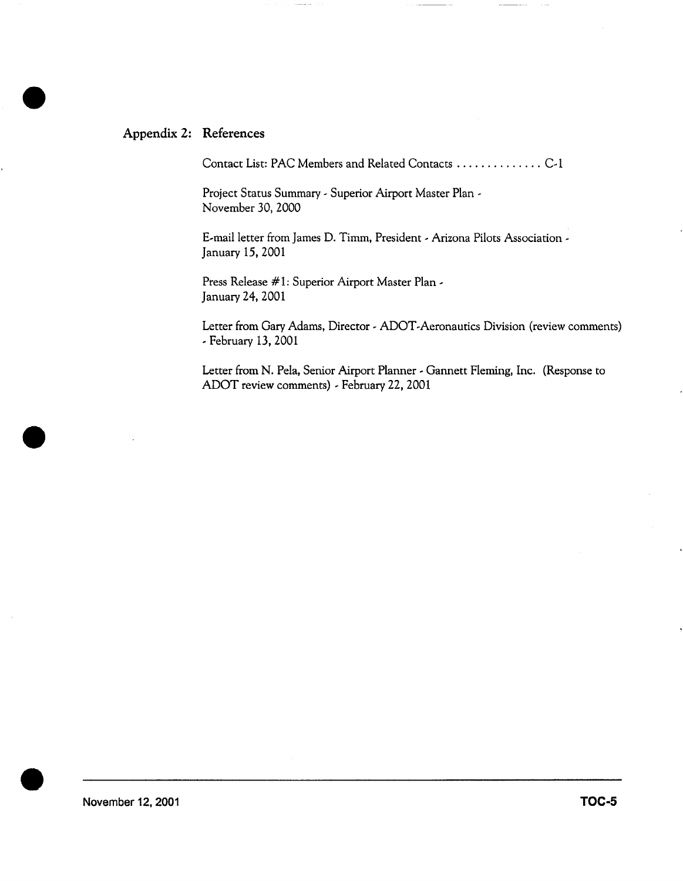## Appendix 2: References

Contact List: PAC Members and Related Contacts .............. C-1

Project Status Summary - Superior Airport Master Plan - November 30, 2000

E-mail letter from James D. Timm, President - Arizona Pilots Association - January 15, 2001

Press Release #1: Superior Airport Master Plan - January 24, 2001

Letter from Gary Adams, Director - ADOT-Aeronautics Division (review comments) - February 13, 2001

Letter from N. Pela, Senior Airport Planner - Gannett Fleming, Inc. (Response to ADOT review comments) - February 22, 2001